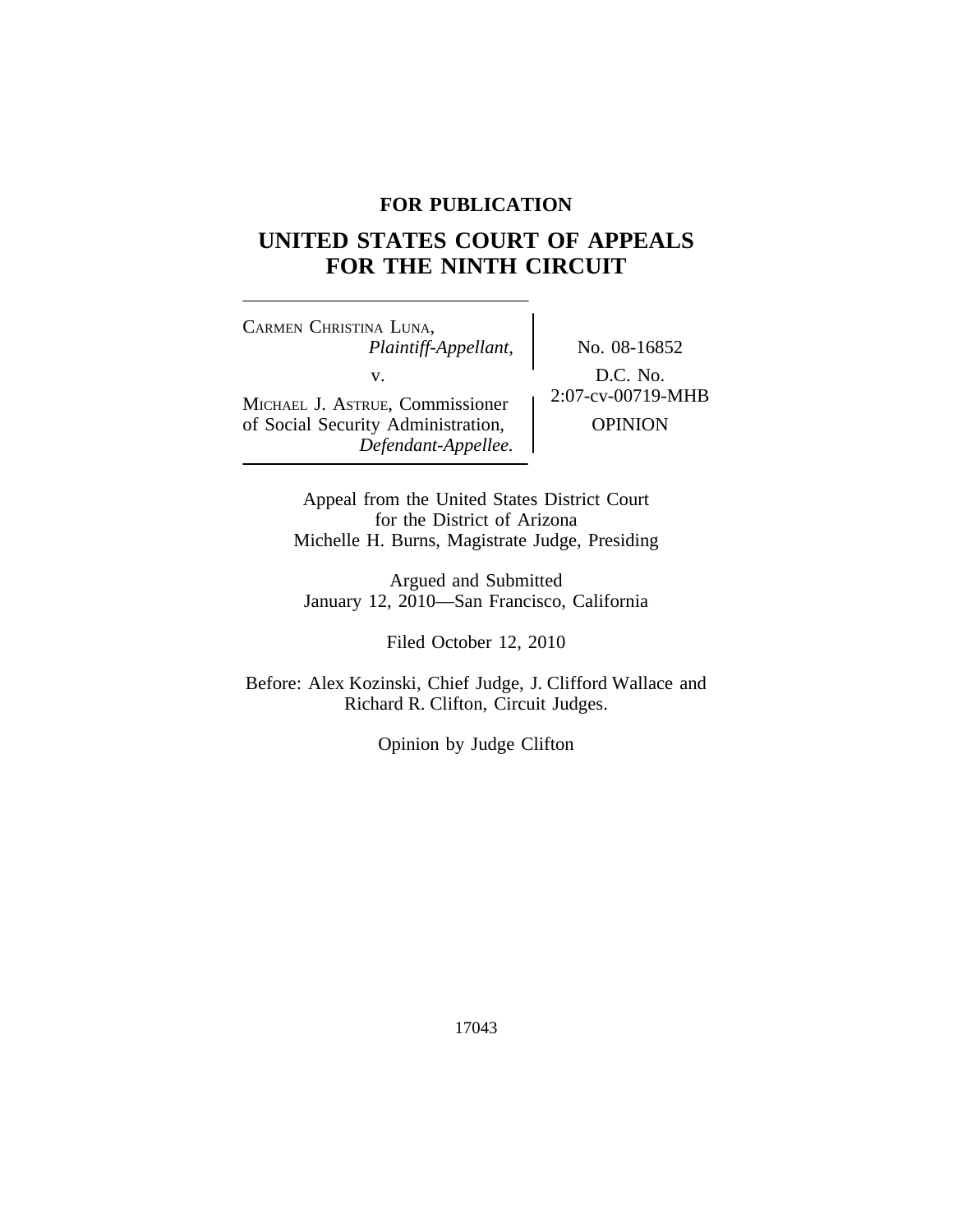**FOR PUBLICATION**

# UNITED STATES COURT OF APPEALS FOR THE NINTH CIRCUIT

| | |
|---|---|
| CARMEN CHRISTINA LUNA, *Plaintiff-Appellant,* v. MICHAEL J. ASTRUE, Commissioner of Social Security Administration, *Defendant-Appellee.* | No. 08-16852 D.C. No. 2:07-cv-00719-MHB OPINION |

Appeal from the United States District Court
for the District of Arizona
Michelle H. Burns, Magistrate Judge, Presiding

Argued and Submitted
January 12, 2010—San Francisco, California

Filed October 12, 2010

Before: Alex Kozinski, Chief Judge, J. Clifford Wallace and Richard R. Clifton, Circuit Judges.

Opinion by Judge Clifton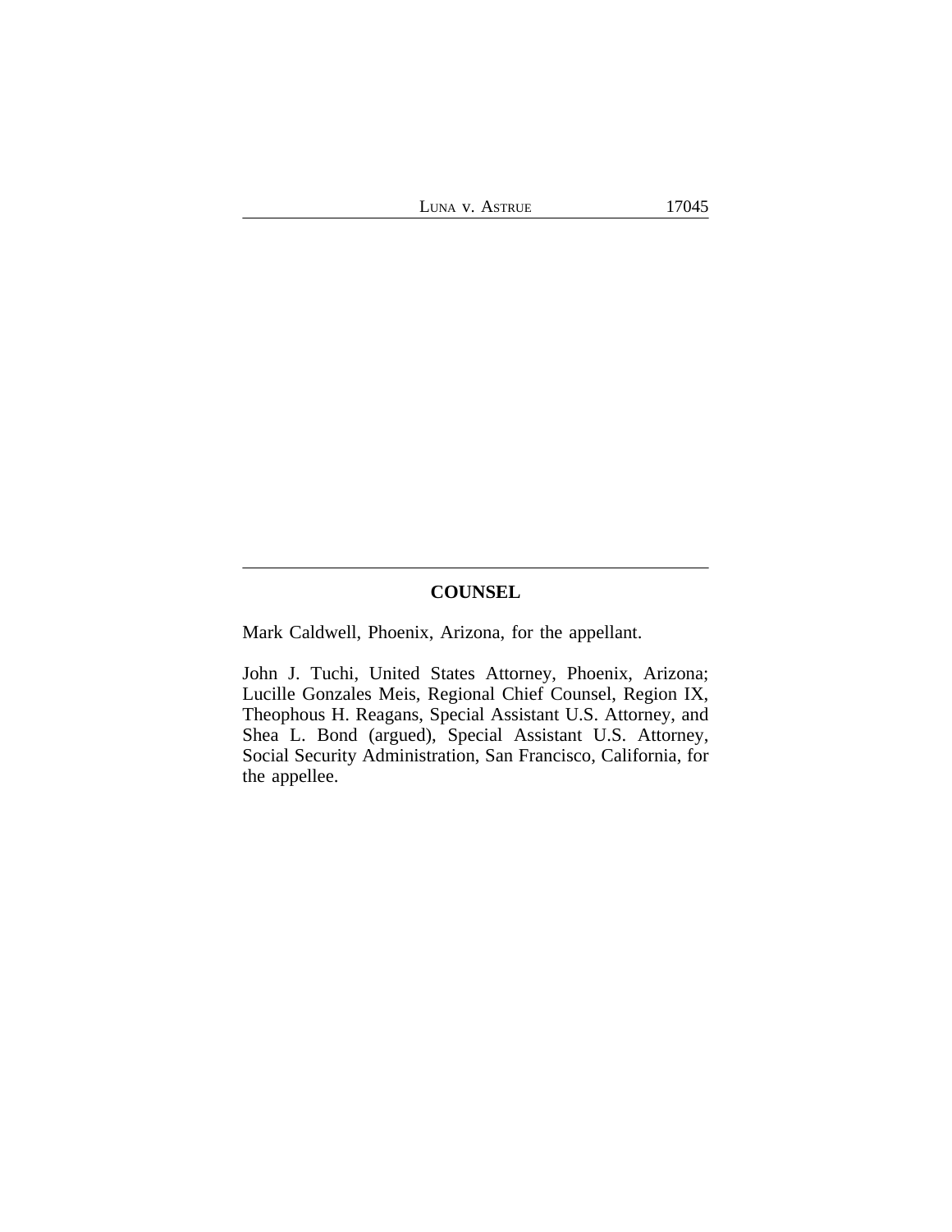## COUNSEL

Mark Caldwell, Phoenix, Arizona, for the appellant.

John J. Tuchi, United States Attorney, Phoenix, Arizona; Lucille Gonzales Meis, Regional Chief Counsel, Region IX, Theophous H. Reagans, Special Assistant U.S. Attorney, and Shea L. Bond (argued), Special Assistant U.S. Attorney, Social Security Administration, San Francisco, California, for the appellee.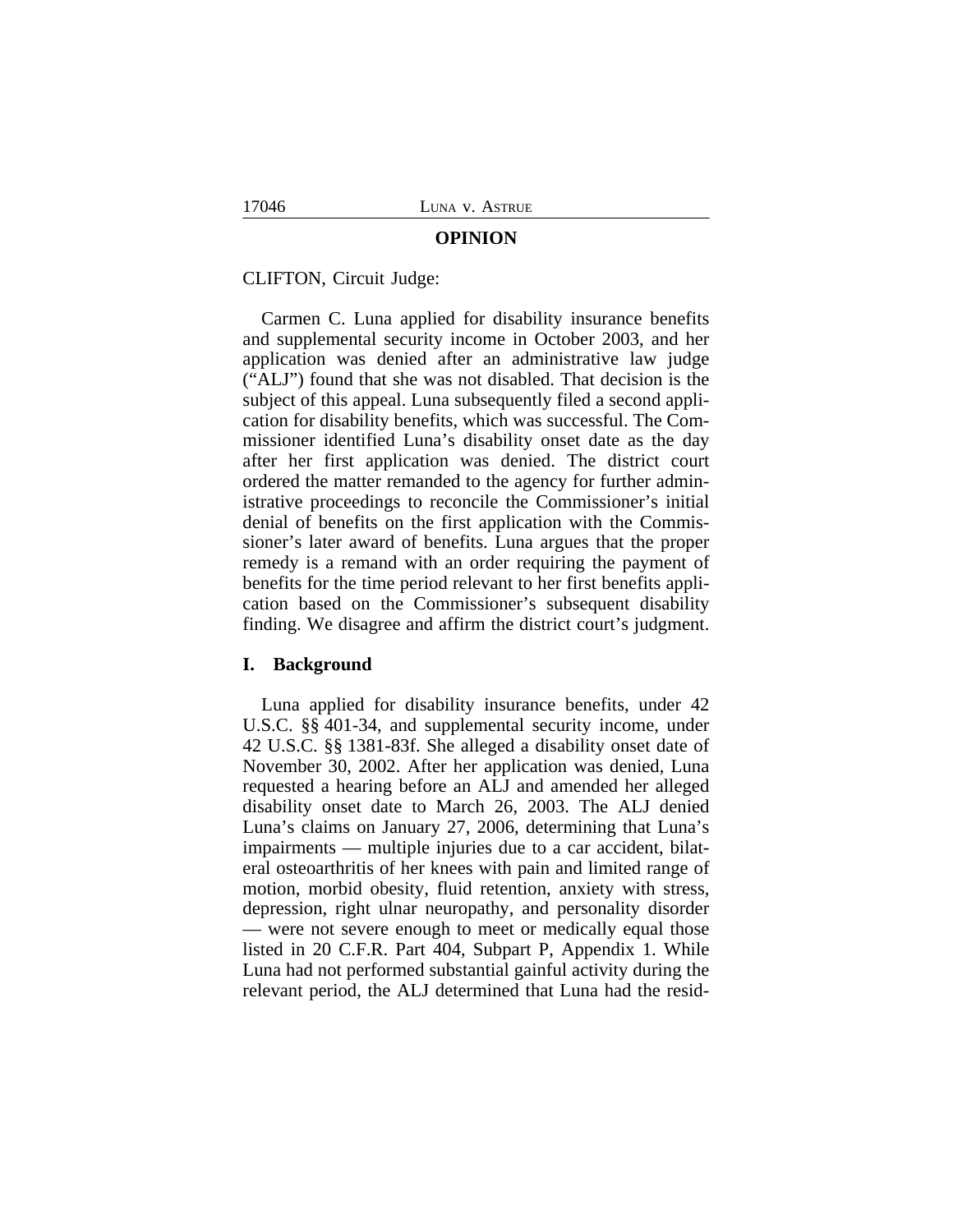**OPINION**

CLIFTON, Circuit Judge:

Carmen C. Luna applied for disability insurance benefits and supplemental security income in October 2003, and her application was denied after an administrative law judge ("ALJ") found that she was not disabled. That decision is the subject of this appeal. Luna subsequently filed a second application for disability benefits, which was successful. The Commissioner identified Luna's disability onset date as the day after her first application was denied. The district court ordered the matter remanded to the agency for further administrative proceedings to reconcile the Commissioner's initial denial of benefits on the first application with the Commissioner's later award of benefits. Luna argues that the proper remedy is a remand with an order requiring the payment of benefits for the time period relevant to her first benefits application based on the Commissioner's subsequent disability finding. We disagree and affirm the district court's judgment.

## I. Background

Luna applied for disability insurance benefits, under 42 U.S.C. §§ 401-34, and supplemental security income, under 42 U.S.C. §§ 1381-83f. She alleged a disability onset date of November 30, 2002. After her application was denied, Luna requested a hearing before an ALJ and amended her alleged disability onset date to March 26, 2003. The ALJ denied Luna's claims on January 27, 2006, determining that Luna's impairments — multiple injuries due to a car accident, bilateral osteoarthritis of her knees with pain and limited range of motion, morbid obesity, fluid retention, anxiety with stress, depression, right ulnar neuropathy, and personality disorder — were not severe enough to meet or medically equal those listed in 20 C.F.R. Part 404, Subpart P, Appendix 1. While Luna had not performed substantial gainful activity during the relevant period, the ALJ determined that Luna had the resid-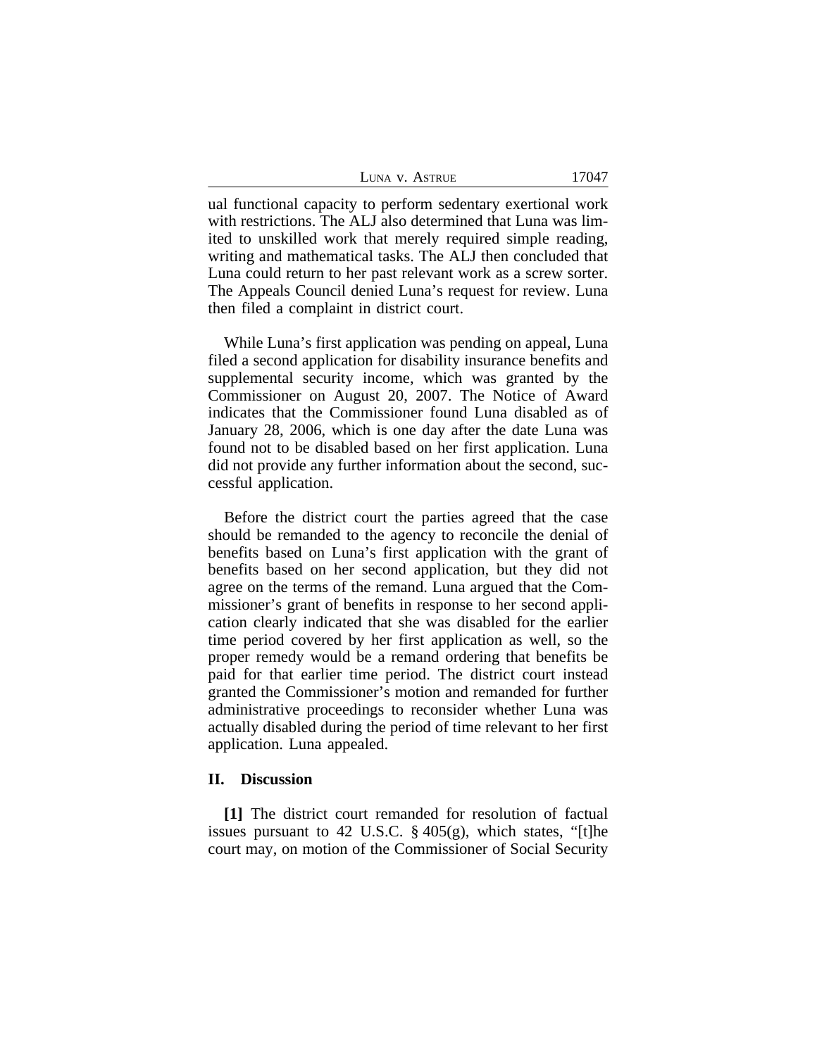ual functional capacity to perform sedentary exertional work with restrictions. The ALJ also determined that Luna was limited to unskilled work that merely required simple reading, writing and mathematical tasks. The ALJ then concluded that Luna could return to her past relevant work as a screw sorter. The Appeals Council denied Luna's request for review. Luna then filed a complaint in district court.

While Luna's first application was pending on appeal, Luna filed a second application for disability insurance benefits and supplemental security income, which was granted by the Commissioner on August 20, 2007. The Notice of Award indicates that the Commissioner found Luna disabled as of January 28, 2006, which is one day after the date Luna was found not to be disabled based on her first application. Luna did not provide any further information about the second, successful application.

Before the district court the parties agreed that the case should be remanded to the agency to reconcile the denial of benefits based on Luna's first application with the grant of benefits based on her second application, but they did not agree on the terms of the remand. Luna argued that the Commissioner's grant of benefits in response to her second application clearly indicated that she was disabled for the earlier time period covered by her first application as well, so the proper remedy would be a remand ordering that benefits be paid for that earlier time period. The district court instead granted the Commissioner's motion and remanded for further administrative proceedings to reconsider whether Luna was actually disabled during the period of time relevant to her first application. Luna appealed.

## II. Discussion

**[1]** The district court remanded for resolution of factual issues pursuant to 42 U.S.C. § 405(g), which states, "[t]he court may, on motion of the Commissioner of Social Security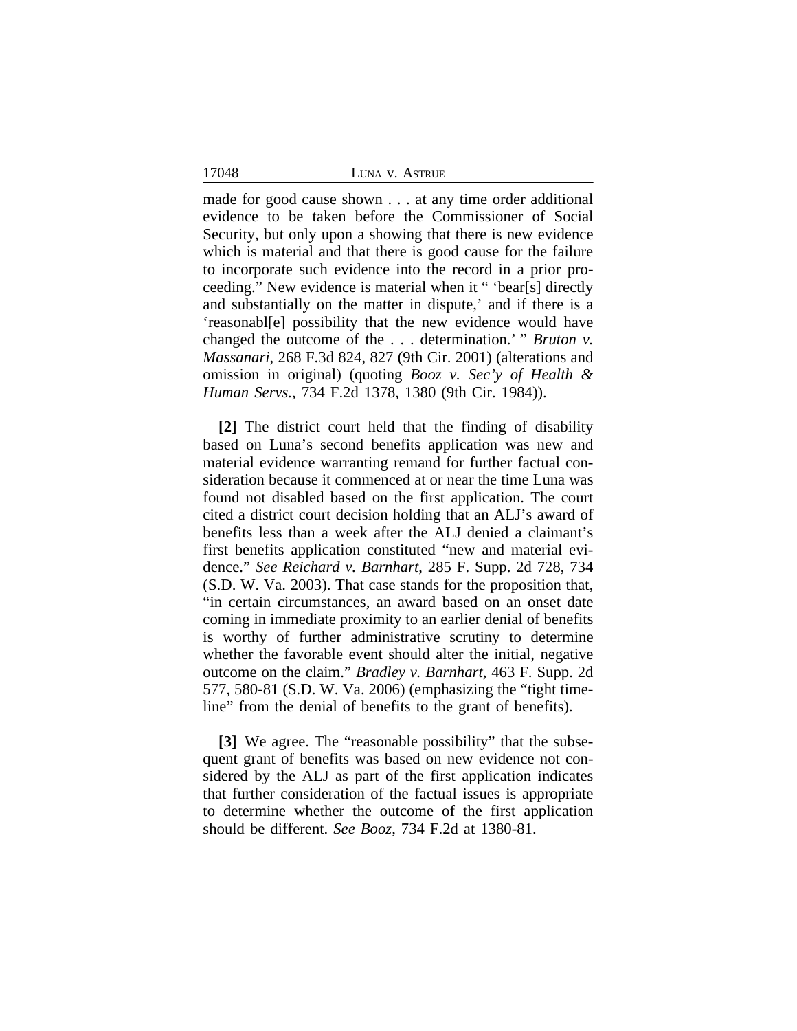made for good cause shown . . . at any time order additional evidence to be taken before the Commissioner of Social Security, but only upon a showing that there is new evidence which is material and that there is good cause for the failure to incorporate such evidence into the record in a prior proceeding." New evidence is material when it " 'bear[s] directly and substantially on the matter in dispute,' and if there is a 'reasonabl[e] possibility that the new evidence would have changed the outcome of the . . . determination.' " *Bruton v. Massanari*, 268 F.3d 824, 827 (9th Cir. 2001) (alterations and omission in original) (quoting *Booz v. Sec'y of Health & Human Servs.*, 734 F.2d 1378, 1380 (9th Cir. 1984)).

**[2]** The district court held that the finding of disability based on Luna's second benefits application was new and material evidence warranting remand for further factual consideration because it commenced at or near the time Luna was found not disabled based on the first application. The court cited a district court decision holding that an ALJ's award of benefits less than a week after the ALJ denied a claimant's first benefits application constituted "new and material evidence." *See Reichard v. Barnhart*, 285 F. Supp. 2d 728, 734 (S.D. W. Va. 2003). That case stands for the proposition that, "in certain circumstances, an award based on an onset date coming in immediate proximity to an earlier denial of benefits is worthy of further administrative scrutiny to determine whether the favorable event should alter the initial, negative outcome on the claim." *Bradley v. Barnhart*, 463 F. Supp. 2d 577, 580-81 (S.D. W. Va. 2006) (emphasizing the "tight timeline" from the denial of benefits to the grant of benefits).

**[3]** We agree. The "reasonable possibility" that the subsequent grant of benefits was based on new evidence not considered by the ALJ as part of the first application indicates that further consideration of the factual issues is appropriate to determine whether the outcome of the first application should be different. *See Booz*, 734 F.2d at 1380-81.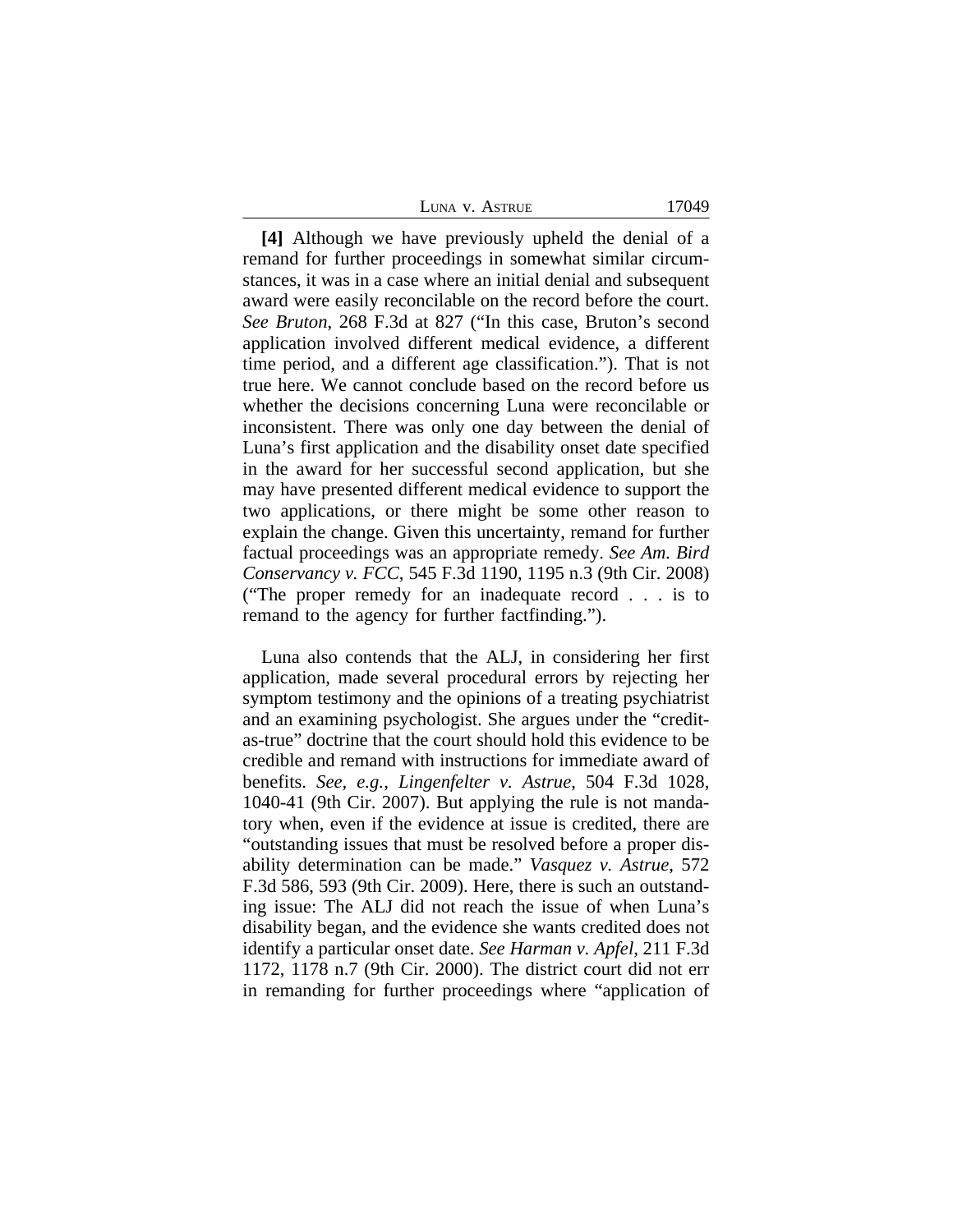**[4]** Although we have previously upheld the denial of a remand for further proceedings in somewhat similar circumstances, it was in a case where an initial denial and subsequent award were easily reconcilable on the record before the court. *See Bruton*, 268 F.3d at 827 ("In this case, Bruton's second application involved different medical evidence, a different time period, and a different age classification."). That is not true here. We cannot conclude based on the record before us whether the decisions concerning Luna were reconcilable or inconsistent. There was only one day between the denial of Luna's first application and the disability onset date specified in the award for her successful second application, but she may have presented different medical evidence to support the two applications, or there might be some other reason to explain the change. Given this uncertainty, remand for further factual proceedings was an appropriate remedy. *See Am. Bird Conservancy v. FCC*, 545 F.3d 1190, 1195 n.3 (9th Cir. 2008) ("The proper remedy for an inadequate record . . . is to remand to the agency for further factfinding.").

Luna also contends that the ALJ, in considering her first application, made several procedural errors by rejecting her symptom testimony and the opinions of a treating psychiatrist and an examining psychologist. She argues under the "credit-as-true" doctrine that the court should hold this evidence to be credible and remand with instructions for immediate award of benefits. *See, e.g., Lingenfelter v. Astrue*, 504 F.3d 1028, 1040-41 (9th Cir. 2007). But applying the rule is not mandatory when, even if the evidence at issue is credited, there are "outstanding issues that must be resolved before a proper disability determination can be made." *Vasquez v. Astrue*, 572 F.3d 586, 593 (9th Cir. 2009). Here, there is such an outstanding issue: The ALJ did not reach the issue of when Luna's disability began, and the evidence she wants credited does not identify a particular onset date. *See Harman v. Apfel*, 211 F.3d 1172, 1178 n.7 (9th Cir. 2000). The district court did not err in remanding for further proceedings where "application of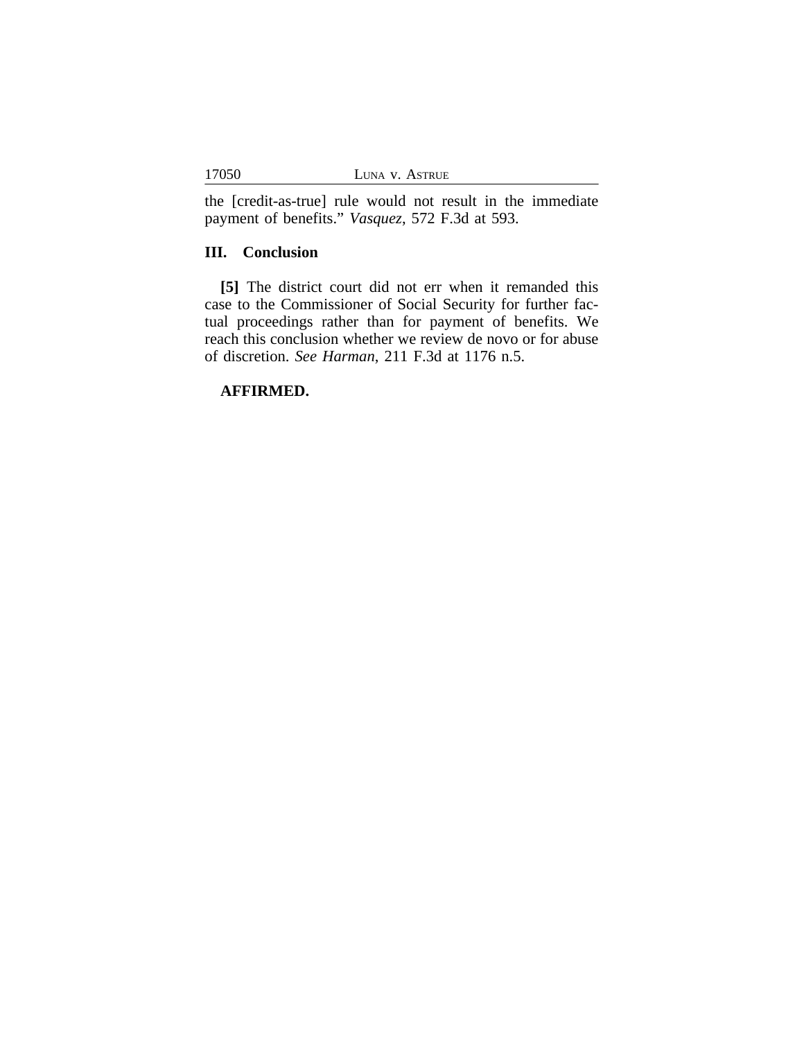the [credit-as-true] rule would not result in the immediate payment of benefits." *Vasquez*, 572 F.3d at 593.

## III. Conclusion

**[5]** The district court did not err when it remanded this case to the Commissioner of Social Security for further factual proceedings rather than for payment of benefits. We reach this conclusion whether we review de novo or for abuse of discretion. *See Harman*, 211 F.3d at 1176 n.5.

**AFFIRMED.**